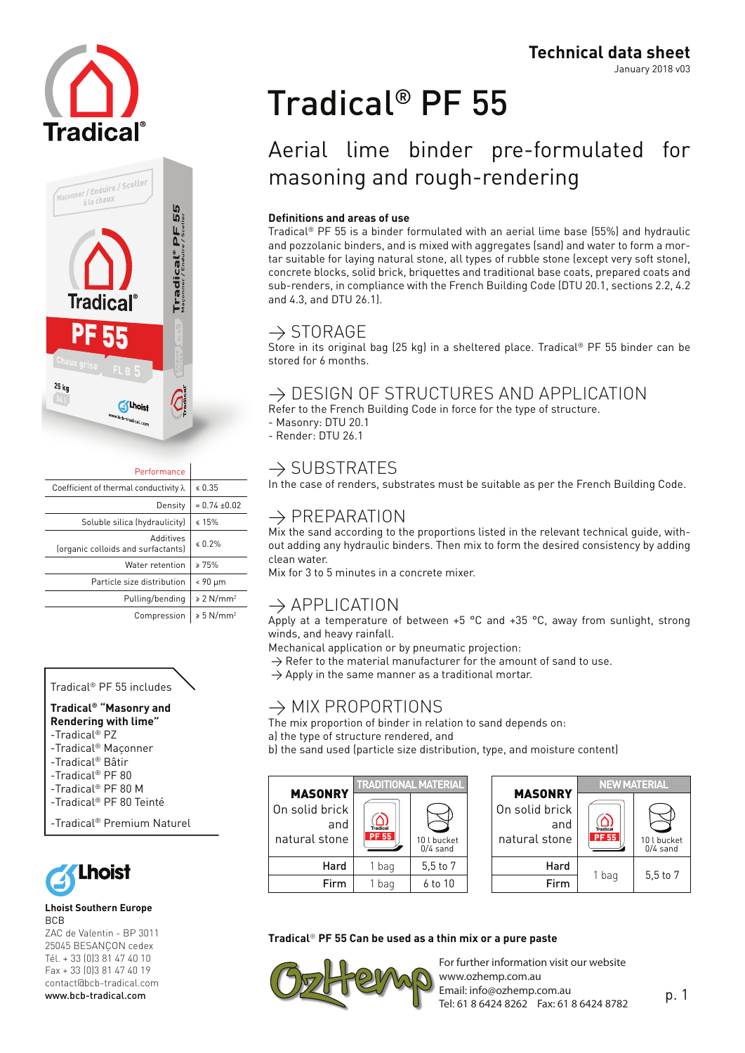Technical data sheet
January 2018 v03

# Tradical® PF 55

## Aerial lime binder pre-formulated for masoning and rough-rendering

| Performance | |
|---|---|
| Coefficient of thermal conductivity λ | ≤ 0.35 |
| Density | = 0.74 ±0.02 |
| Soluble silica (hydraulicity) | ≤ 15% |
| Additives (organic colloids and surfactants) | ≤ 0.2% |
| Water retention | ≥ 75% |
| Particle size distribution | < 90 µm |
| Pulling/bending | ≥ 2 N/mm² |
| Compression | ≥ 5 N/mm² |

Tradical® PF 55 includes

**Tradical® "Masonry and Rendering with lime"**
- -Tradical® PZ
- -Tradical® Maçonner
- -Tradical® Bâtir
- -Tradical® PF 80
- -Tradical® PF 80 M
- -Tradical® PF 80 Teinté

-Tradical® Premium Naturel

**Lhoist Southern Europe**
BCB
ZAC de Valentin - BP 3011
25045 BESANÇON cedex
Tél. + 33 (0)3 81 47 40 10
Fax + 33 (0)3 81 47 40 19
contact@bcb-tradical.com
www.bcb-tradical.com

**Definitions and areas of use**
Tradical® PF 55 is a binder formulated with an aerial lime base (55%) and hydraulic and pozzolanic binders, and is mixed with aggregates (sand) and water to form a mortar suitable for laying natural stone, all types of rubble stone (except very soft stone), concrete blocks, solid brick, briquettes and traditional base coats, prepared coats and sub-renders, in compliance with the French Building Code (DTU 20.1, sections 2.2, 4.2 and 4.3, and DTU 26.1).

### → STORAGE
Store in its original bag (25 kg) in a sheltered place. Tradical® PF 55 binder can be stored for 6 months.

### → DESIGN OF STRUCTURES AND APPLICATION
Refer to the French Building Code in force for the type of structure.
- Masonry: DTU 20.1
- Render: DTU 26.1

### → SUBSTRATES
In the case of renders, substrates must be suitable as per the French Building Code.

### → PREPARATION
Mix the sand according to the proportions listed in the relevant technical guide, without adding any hydraulic binders. Then mix to form the desired consistency by adding clean water.
Mix for 3 to 5 minutes in a concrete mixer.

### → APPLICATION
Apply at a temperature of between +5 °C and +35 °C, away from sunlight, strong winds, and heavy rainfall.
Mechanical application or by pneumatic projection:
→ Refer to the material manufacturer for the amount of sand to use.
→ Apply in the same manner as a traditional mortar.

### → MIX PROPORTIONS
The mix proportion of binder in relation to sand depends on:
a) the type of structure rendered, and
b) the sand used (particle size distribution, type, and moisture content)

| MASONRY On solid brick and natural stone | TRADITIONAL MATERIAL | |
|---|---|---|
| | Tradical PF 55 | 10 l bucket 0/4 sand |
| Hard | 1 bag | 5,5 to 7 |
| Firm | 1 bag | 6 to 10 |

| MASONRY On solid brick and natural stone | NEW MATERIAL | |
|---|---|---|
| | Tradical PF 55 | 10 l bucket 0/4 sand |
| Hard | 1 bag | 5,5 to 7 |
| Firm | | |

**Tradical® PF 55 Can be used as a thin mix or a pure paste**

For further information visit our website
www.ozhemp.com.au
Email: info@ozhemp.com.au
Tel: 61 8 6424 8262 Fax: 61 8 6424 8782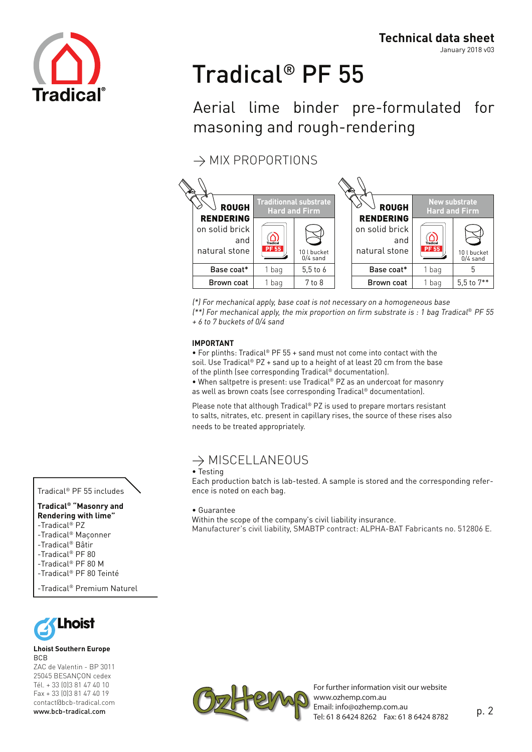Technical data sheet
January 2018 v03

# Tradical® PF 55

## Aerial lime binder pre-formulated for masoning and rough-rendering

### → MIX PROPORTIONS

| ROUGH RENDERING on solid brick and natural stone | Traditionnal substrate Hard and Firm | |
|---|---|---|
| | PF 55 | 10 l bucket 0/4 sand |
| Base coat* | 1 bag | 5,5 to 6 |
| Brown coat | 1 bag | 7 to 8 |

| ROUGH RENDERING on solid brick and natural stone | New substrate Hard and Firm | |
|---|---|---|
| | PF 55 | 10 l bucket 0/4 sand |
| Base coat* | 1 bag | 5 |
| Brown coat | 1 bag | 5,5 to 7** |

*(\*) For mechanical apply, base coat is not necessary on a homogeneous base*
*(\*\*) For mechanical apply, the mix proportion on firm substrate is : 1 bag Tradical® PF 55 + 6 to 7 buckets of 0/4 sand*

**IMPORTANT**

- For plinths: Tradical® PF 55 + sand must not come into contact with the soil. Use Tradical® PZ + sand up to a height of at least 20 cm from the base of the plinth (see corresponding Tradical® documentation).
- When saltpetre is present: use Tradical® PZ as an undercoat for masonry as well as brown coats (see corresponding Tradical® documentation).

Please note that although Tradical® PZ is used to prepare mortars resistant to salts, nitrates, etc. present in capillary rises, the source of these rises also needs to be treated appropriately.

### → MISCELLANEOUS

- Testing

Each production batch is lab-tested. A sample is stored and the corresponding reference is noted on each bag.

- Guarantee

Within the scope of the company's civil liability insurance.
Manufacturer's civil liability, SMABTP contract: ALPHA-BAT Fabricants no. 512806 E.

Tradical® PF 55 includes

**Tradical® "Masonry and Rendering with lime"**
-Tradical® PZ
-Tradical® Maçonner
-Tradical® Bâtir
-Tradical® PF 80
-Tradical® PF 80 M
-Tradical® PF 80 Teinté

-Tradical® Premium Naturel

**Lhoist Southern Europe**
BCB
ZAC de Valentin - BP 3011
25045 BESANÇON cedex
Tél. + 33 (0)3 81 47 40 10
Fax + 33 (0)3 81 47 40 19
contact@bcb-tradical.com
**www.bcb-tradical.com**

For further information visit our website
www.ozhemp.com.au
Email: info@ozhemp.com.au
Tel: 61 8 6424 8262 Fax: 61 8 6424 8782